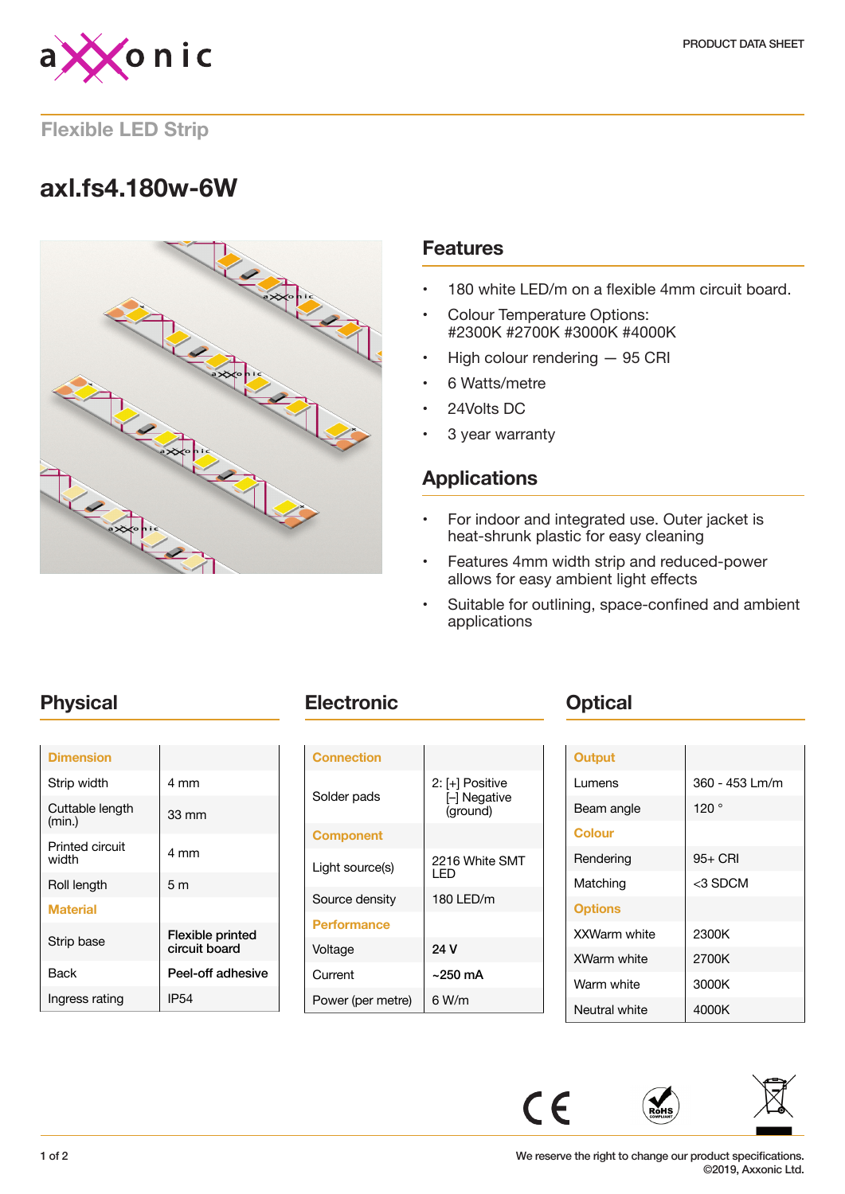PRODUCT DATA SHEET

## Flexible LED Strip

# axl.fs4.180w-6W

## Features

- 180 white LED/m on a flexible 4mm circuit board.
- Colour Temperature Options: #2300K #2700K #3000K #4000K
- High colour rendering — 95 CRI
- 6 Watts/metre
- 24Volts DC
- 3 year warranty

## Applications

- For indoor and integrated use. Outer jacket is heat-shrunk plastic for easy cleaning
- Features 4mm width strip and reduced-power allows for easy ambient light effects
- Suitable for outlining, space-confined and ambient applications

## Physical

| Dimension | |
|---|---|
| Strip width | 4 mm |
| Cuttable length (min.) | 33 mm |
| Printed circuit width | 4 mm |
| Roll length | 5 m |
| **Material** | |
| Strip base | Flexible printed circuit board |
| Back | Peel-off adhesive |
| Ingress rating | IP54 |

## Electronic

| Connection | |
|---|---|
| Solder pads | 2: [+] Positive [–] Negative (ground) |
| **Component** | |
| Light source(s) | 2216 White SMT LED |
| Source density | 180 LED/m |
| **Performance** | |
| Voltage | 24 V |
| Current | ~250 mA |
| Power (per metre) | 6 W/m |

## Optical

| Output | |
|---|---|
| Lumens | 360 - 453 Lm/m |
| Beam angle | 120 ° |
| **Colour** | |
| Rendering | 95+ CRI |
| Matching | <3 SDCM |
| **Options** | |
| XXWarm white | 2300K |
| XWarm white | 2700K |
| Warm white | 3000K |
| Neutral white | 4000K |

We reserve the right to change our product specifications.
©2019, Axxonic Ltd.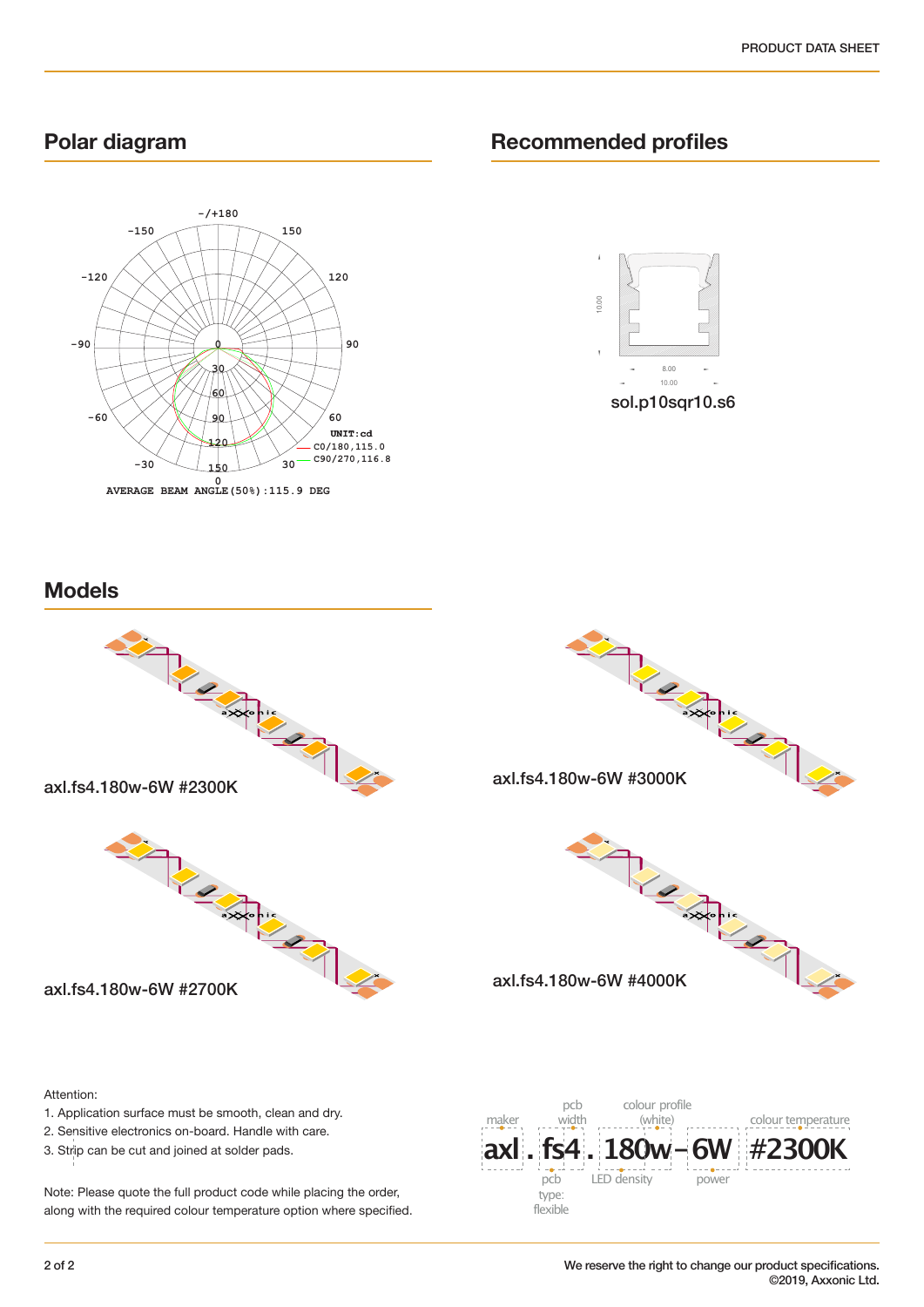## Polar diagram

-/+180
-150
150
-120
120
-90
90
-60
60
-30
30
0
0
30
60
90
120
150

UNIT:cd
C0/180,115.0
C90/270,116.8

AVERAGE BEAM ANGLE(50%):115.9 DEG

## Recommended profiles

10.00
8.00
10.00

sol.p10sqr10.s6

## Models

axl.fs4.180w-6W #2300K

axl.fs4.180w-6W #3000K

axl.fs4.180w-6W #2700K

axl.fs4.180w-6W #4000K

Attention:

1. Application surface must be smooth, clean and dry.
2. Sensitive electronics on-board. Handle with care.
3. Strip can be cut and joined at solder pads.

Note: Please quote the full product code while placing the order, along with the required colour temperature option where specified.

maker | pcb width | colour profile (white) | colour temperature

axl . fs4 . 180w – 6W #2300K

pcb type: flexible | LED density | power